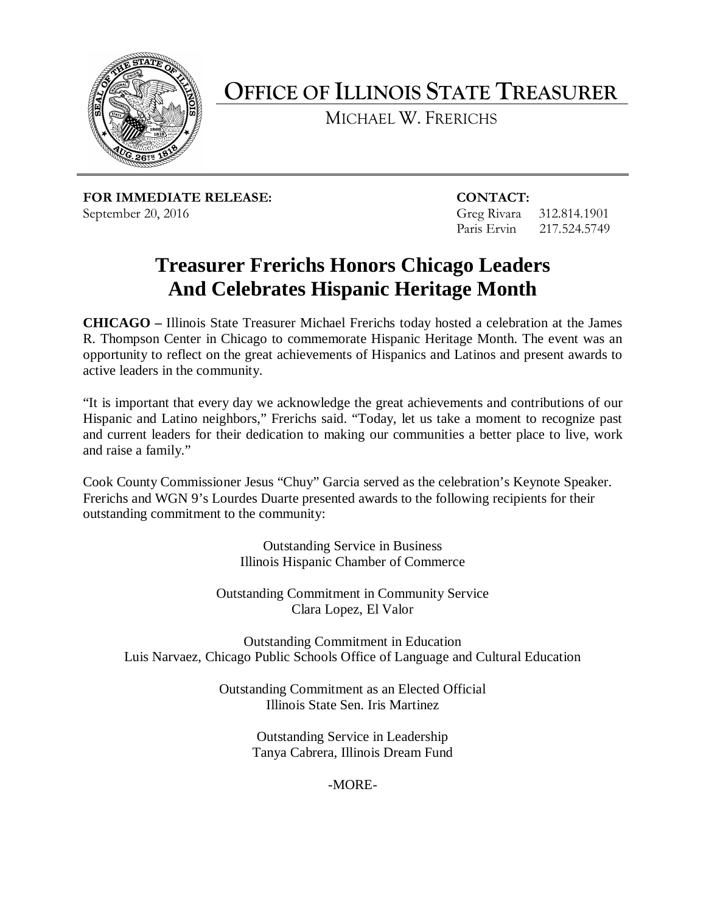# OFFICE OF ILLINOIS STATE TREASURER

MICHAEL W. FRERICHS

**FOR IMMEDIATE RELEASE:**
September 20, 2016

**CONTACT:**
Greg Rivara 312.814.1901
Paris Ervin 217.524.5749

## Treasurer Frerichs Honors Chicago Leaders And Celebrates Hispanic Heritage Month

**CHICAGO –** Illinois State Treasurer Michael Frerichs today hosted a celebration at the James R. Thompson Center in Chicago to commemorate Hispanic Heritage Month. The event was an opportunity to reflect on the great achievements of Hispanics and Latinos and present awards to active leaders in the community.

"It is important that every day we acknowledge the great achievements and contributions of our Hispanic and Latino neighbors," Frerichs said. "Today, let us take a moment to recognize past and current leaders for their dedication to making our communities a better place to live, work and raise a family."

Cook County Commissioner Jesus "Chuy" Garcia served as the celebration's Keynote Speaker. Frerichs and WGN 9's Lourdes Duarte presented awards to the following recipients for their outstanding commitment to the community:

Outstanding Service in Business
Illinois Hispanic Chamber of Commerce

Outstanding Commitment in Community Service
Clara Lopez, El Valor

Outstanding Commitment in Education
Luis Narvaez, Chicago Public Schools Office of Language and Cultural Education

Outstanding Commitment as an Elected Official
Illinois State Sen. Iris Martinez

Outstanding Service in Leadership
Tanya Cabrera, Illinois Dream Fund

-MORE-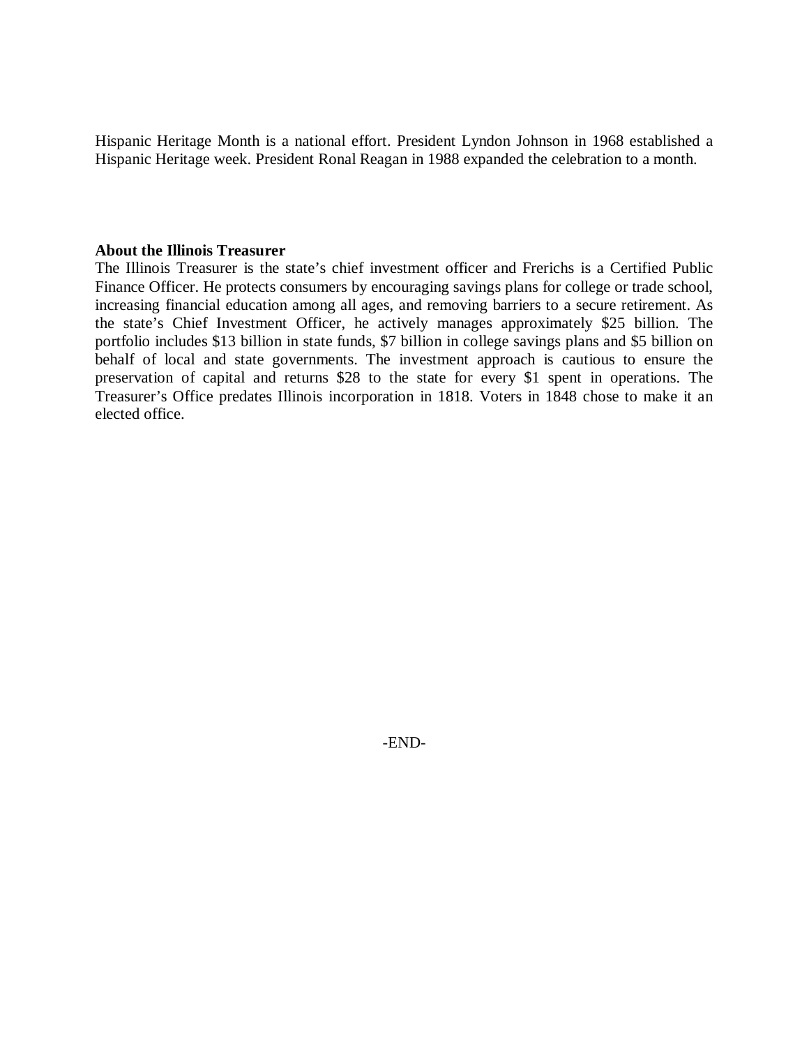Hispanic Heritage Month is a national effort. President Lyndon Johnson in 1968 established a Hispanic Heritage week. President Ronal Reagan in 1988 expanded the celebration to a month.

**About the Illinois Treasurer**

The Illinois Treasurer is the state's chief investment officer and Frerichs is a Certified Public Finance Officer. He protects consumers by encouraging savings plans for college or trade school, increasing financial education among all ages, and removing barriers to a secure retirement. As the state's Chief Investment Officer, he actively manages approximately $25 billion. The portfolio includes $13 billion in state funds, $7 billion in college savings plans and $5 billion on behalf of local and state governments. The investment approach is cautious to ensure the preservation of capital and returns $28 to the state for every $1 spent in operations. The Treasurer's Office predates Illinois incorporation in 1818. Voters in 1848 chose to make it an elected office.

-END-